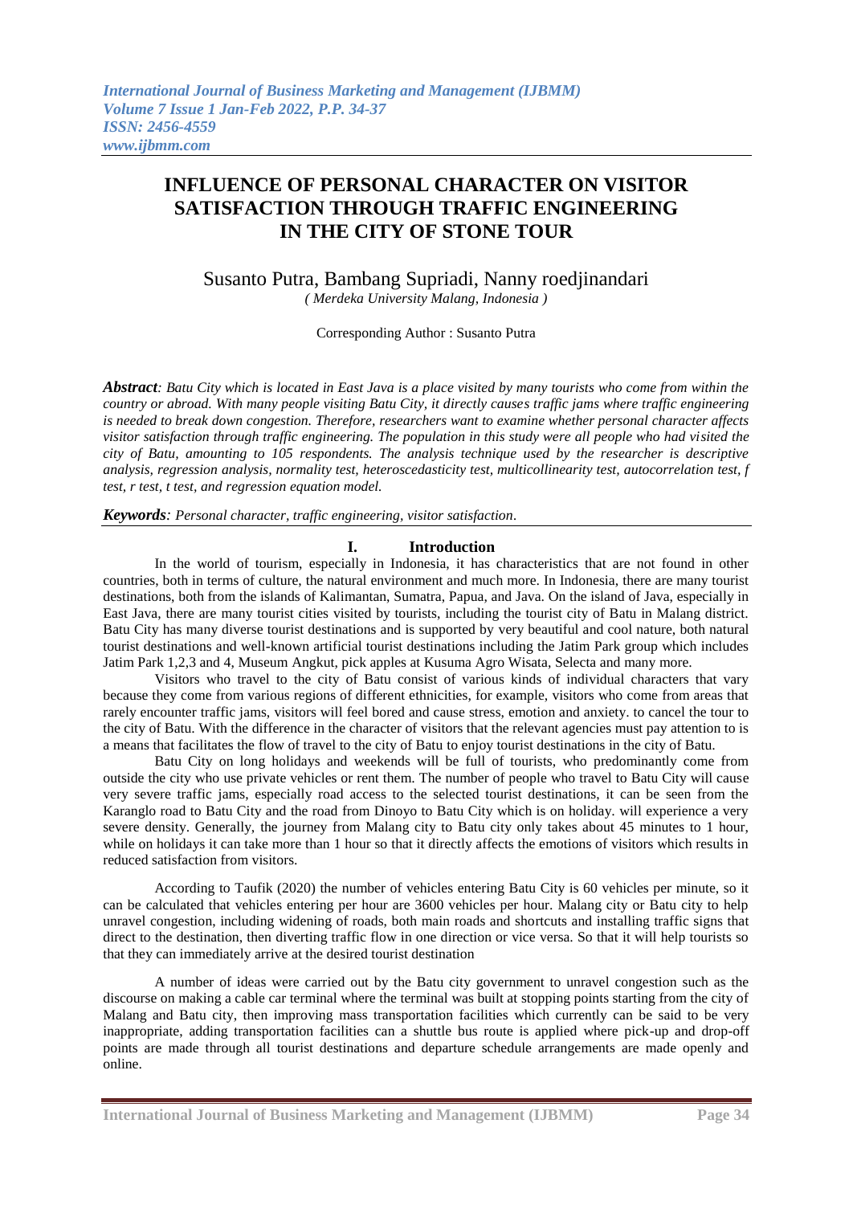# INFLUENCE OF PERSONAL CHARACTER ON VISITOR SATISFACTION THROUGH TRAFFIC ENGINEERING IN THE CITY OF STONE TOUR

Susanto Putra, Bambang Supriadi, Nanny roedjinandari

*( Merdeka University Malang, Indonesia )*

Corresponding Author : Susanto Putra

***Abstract****: Batu City which is located in East Java is a place visited by many tourists who come from within the country or abroad. With many people visiting Batu City, it directly causes traffic jams where traffic engineering is needed to break down congestion. Therefore, researchers want to examine whether personal character affects visitor satisfaction through traffic engineering. The population in this study were all people who had visited the city of Batu, amounting to 105 respondents. The analysis technique used by the researcher is descriptive analysis, regression analysis, normality test, heteroscedasticity test, multicollinearity test, autocorrelation test, f test, r test, t test, and regression equation model.*

***Keywords****: Personal character, traffic engineering, visitor satisfaction*.

## I. Introduction

In the world of tourism, especially in Indonesia, it has characteristics that are not found in other countries, both in terms of culture, the natural environment and much more. In Indonesia, there are many tourist destinations, both from the islands of Kalimantan, Sumatra, Papua, and Java. On the island of Java, especially in East Java, there are many tourist cities visited by tourists, including the tourist city of Batu in Malang district. Batu City has many diverse tourist destinations and is supported by very beautiful and cool nature, both natural tourist destinations and well-known artificial tourist destinations including the Jatim Park group which includes Jatim Park 1,2,3 and 4, Museum Angkut, pick apples at Kusuma Agro Wisata, Selecta and many more.

Visitors who travel to the city of Batu consist of various kinds of individual characters that vary because they come from various regions of different ethnicities, for example, visitors who come from areas that rarely encounter traffic jams, visitors will feel bored and cause stress, emotion and anxiety. to cancel the tour to the city of Batu. With the difference in the character of visitors that the relevant agencies must pay attention to is a means that facilitates the flow of travel to the city of Batu to enjoy tourist destinations in the city of Batu.

Batu City on long holidays and weekends will be full of tourists, who predominantly come from outside the city who use private vehicles or rent them. The number of people who travel to Batu City will cause very severe traffic jams, especially road access to the selected tourist destinations, it can be seen from the Karanglo road to Batu City and the road from Dinoyo to Batu City which is on holiday. will experience a very severe density. Generally, the journey from Malang city to Batu city only takes about 45 minutes to 1 hour, while on holidays it can take more than 1 hour so that it directly affects the emotions of visitors which results in reduced satisfaction from visitors.

According to Taufik (2020) the number of vehicles entering Batu City is 60 vehicles per minute, so it can be calculated that vehicles entering per hour are 3600 vehicles per hour. Malang city or Batu city to help unravel congestion, including widening of roads, both main roads and shortcuts and installing traffic signs that direct to the destination, then diverting traffic flow in one direction or vice versa. So that it will help tourists so that they can immediately arrive at the desired tourist destination

A number of ideas were carried out by the Batu city government to unravel congestion such as the discourse on making a cable car terminal where the terminal was built at stopping points starting from the city of Malang and Batu city, then improving mass transportation facilities which currently can be said to be very inappropriate, adding transportation facilities can a shuttle bus route is applied where pick-up and drop-off points are made through all tourist destinations and departure schedule arrangements are made openly and online.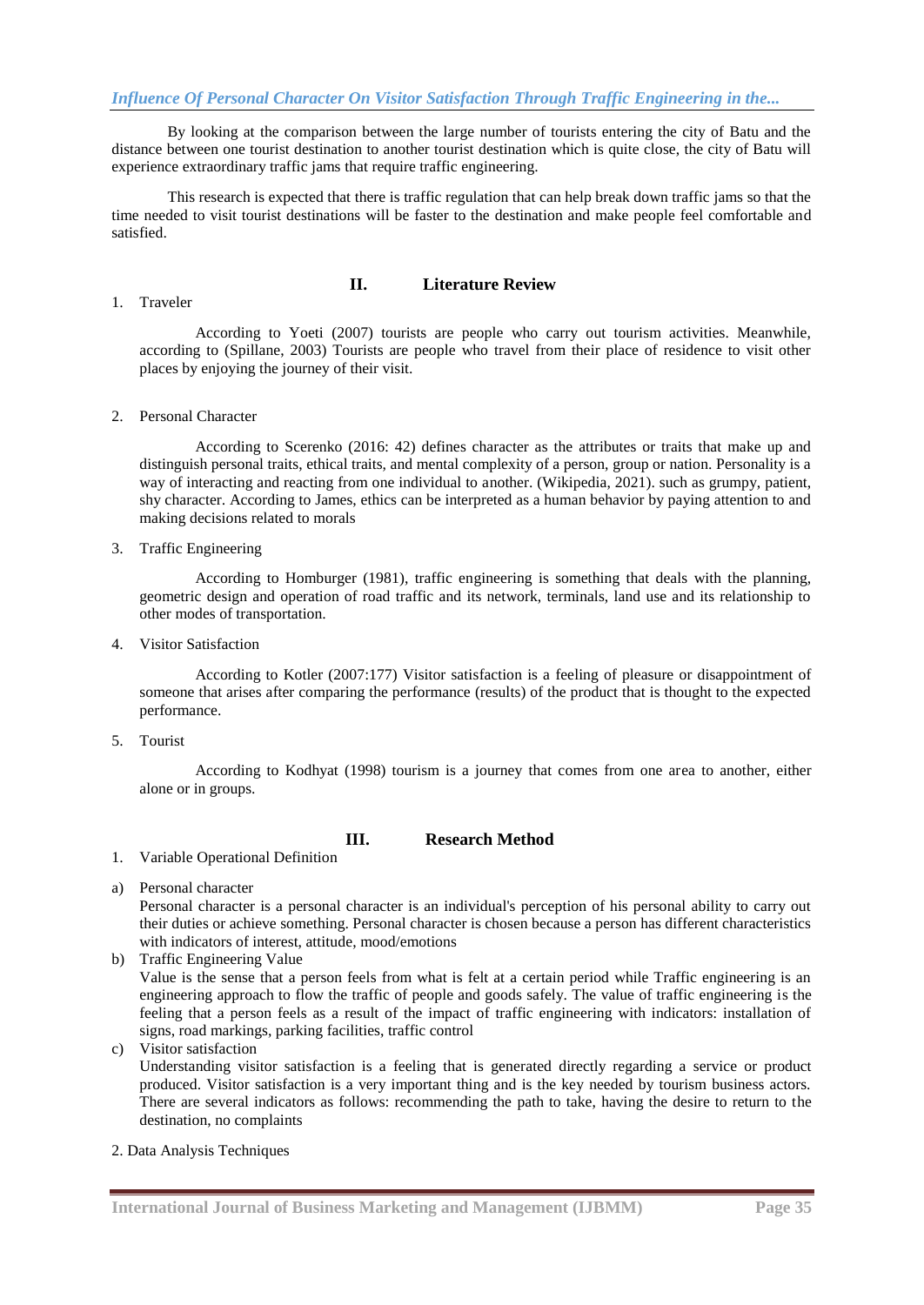By looking at the comparison between the large number of tourists entering the city of Batu and the distance between one tourist destination to another tourist destination which is quite close, the city of Batu will experience extraordinary traffic jams that require traffic engineering.

This research is expected that there is traffic regulation that can help break down traffic jams so that the time needed to visit tourist destinations will be faster to the destination and make people feel comfortable and satisfied.

## II. Literature Review

1. Traveler

According to Yoeti (2007) tourists are people who carry out tourism activities. Meanwhile, according to (Spillane, 2003) Tourists are people who travel from their place of residence to visit other places by enjoying the journey of their visit.

2. Personal Character

According to Scerenko (2016: 42) defines character as the attributes or traits that make up and distinguish personal traits, ethical traits, and mental complexity of a person, group or nation. Personality is a way of interacting and reacting from one individual to another. (Wikipedia, 2021). such as grumpy, patient, shy character. According to James, ethics can be interpreted as a human behavior by paying attention to and making decisions related to morals

3. Traffic Engineering

According to Homburger (1981), traffic engineering is something that deals with the planning, geometric design and operation of road traffic and its network, terminals, land use and its relationship to other modes of transportation.

4. Visitor Satisfaction

According to Kotler (2007:177) Visitor satisfaction is a feeling of pleasure or disappointment of someone that arises after comparing the performance (results) of the product that is thought to the expected performance.

5. Tourist

According to Kodhyat (1998) tourism is a journey that comes from one area to another, either alone or in groups.

## III. Research Method

1. Variable Operational Definition

a) Personal character
Personal character is a personal character is an individual's perception of his personal ability to carry out their duties or achieve something. Personal character is chosen because a person has different characteristics with indicators of interest, attitude, mood/emotions

b) Traffic Engineering Value
Value is the sense that a person feels from what is felt at a certain period while Traffic engineering is an engineering approach to flow the traffic of people and goods safely. The value of traffic engineering is the feeling that a person feels as a result of the impact of traffic engineering with indicators: installation of signs, road markings, parking facilities, traffic control

c) Visitor satisfaction
Understanding visitor satisfaction is a feeling that is generated directly regarding a service or product produced. Visitor satisfaction is a very important thing and is the key needed by tourism business actors. There are several indicators as follows: recommending the path to take, having the desire to return to the destination, no complaints

2. Data Analysis Techniques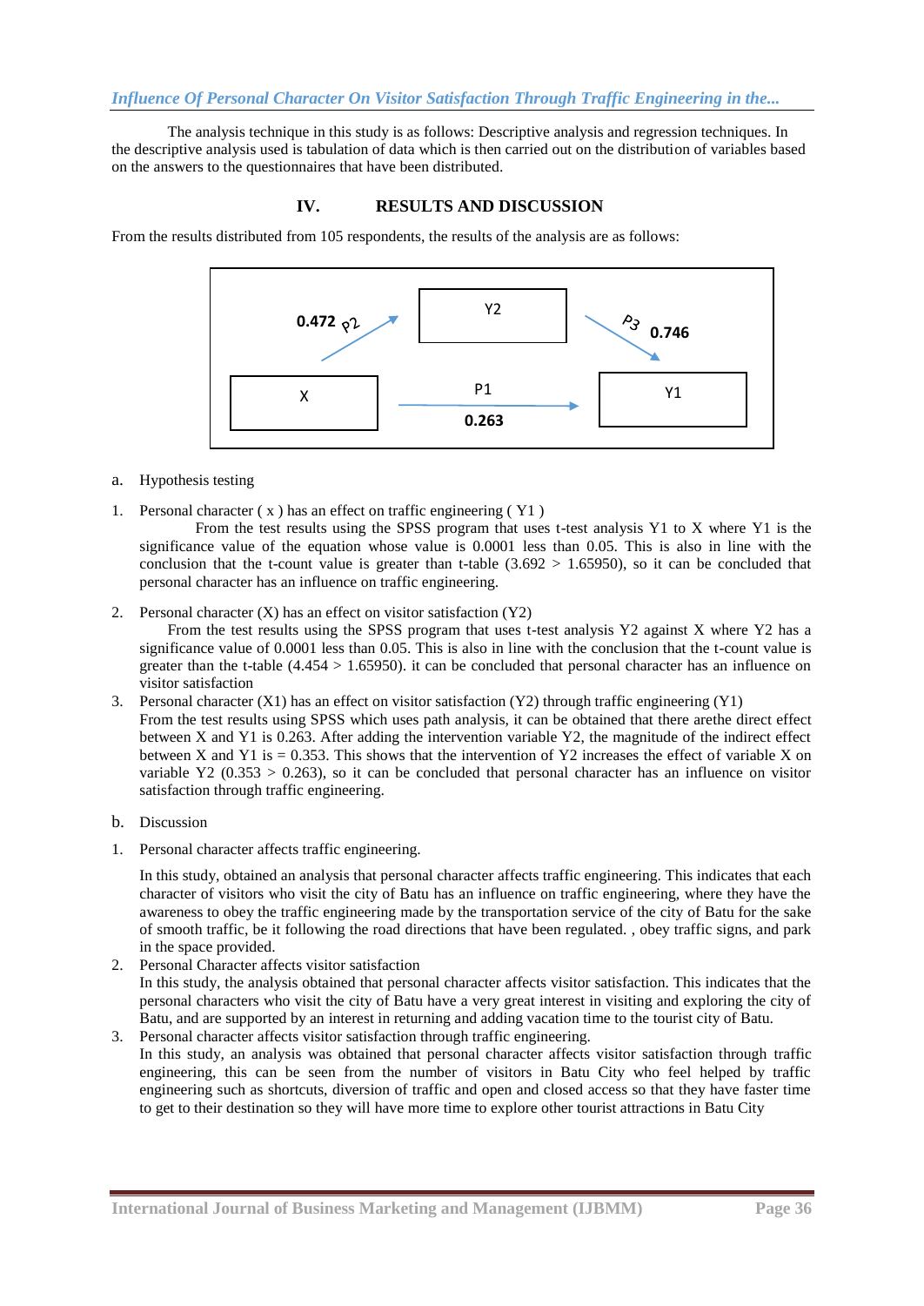The analysis technique in this study is as follows: Descriptive analysis and regression techniques. In the descriptive analysis used is tabulation of data which is then carried out on the distribution of variables based on the answers to the questionnaires that have been distributed.

## IV. RESULTS AND DISCUSSION

From the results distributed from 105 respondents, the results of the analysis are as follows:

Y2

0.472 P2

P3 0.746

X

P1

0.263

Y1

a. Hypothesis testing

1. Personal character ( x ) has an effect on traffic engineering ( Y1 )

   From the test results using the SPSS program that uses t-test analysis Y1 to X where Y1 is the significance value of the equation whose value is 0.0001 less than 0.05. This is also in line with the conclusion that the t-count value is greater than t-table (3.692 > 1.65950), so it can be concluded that personal character has an influence on traffic engineering.

2. Personal character (X) has an effect on visitor satisfaction (Y2)

   From the test results using the SPSS program that uses t-test analysis Y2 against X where Y2 has a significance value of 0.0001 less than 0.05. This is also in line with the conclusion that the t-count value is greater than the t-table (4.454 > 1.65950). it can be concluded that personal character has an influence on visitor satisfaction

3. Personal character (X1) has an effect on visitor satisfaction (Y2) through traffic engineering (Y1)

   From the test results using SPSS which uses path analysis, it can be obtained that there arethe direct effect between X and Y1 is 0.263. After adding the intervention variable Y2, the magnitude of the indirect effect between X and Y1 is = 0.353. This shows that the intervention of Y2 increases the effect of variable X on variable Y2 (0.353 > 0.263), so it can be concluded that personal character has an influence on visitor satisfaction through traffic engineering.

b. Discussion

1. Personal character affects traffic engineering.

   In this study, obtained an analysis that personal character affects traffic engineering. This indicates that each character of visitors who visit the city of Batu has an influence on traffic engineering, where they have the awareness to obey the traffic engineering made by the transportation service of the city of Batu for the sake of smooth traffic, be it following the road directions that have been regulated. , obey traffic signs, and park in the space provided.

2. Personal Character affects visitor satisfaction

   In this study, the analysis obtained that personal character affects visitor satisfaction. This indicates that the personal characters who visit the city of Batu have a very great interest in visiting and exploring the city of Batu, and are supported by an interest in returning and adding vacation time to the tourist city of Batu.

3. Personal character affects visitor satisfaction through traffic engineering.

   In this study, an analysis was obtained that personal character affects visitor satisfaction through traffic engineering, this can be seen from the number of visitors in Batu City who feel helped by traffic engineering such as shortcuts, diversion of traffic and open and closed access so that they have faster time to get to their destination so they will have more time to explore other tourist attractions in Batu City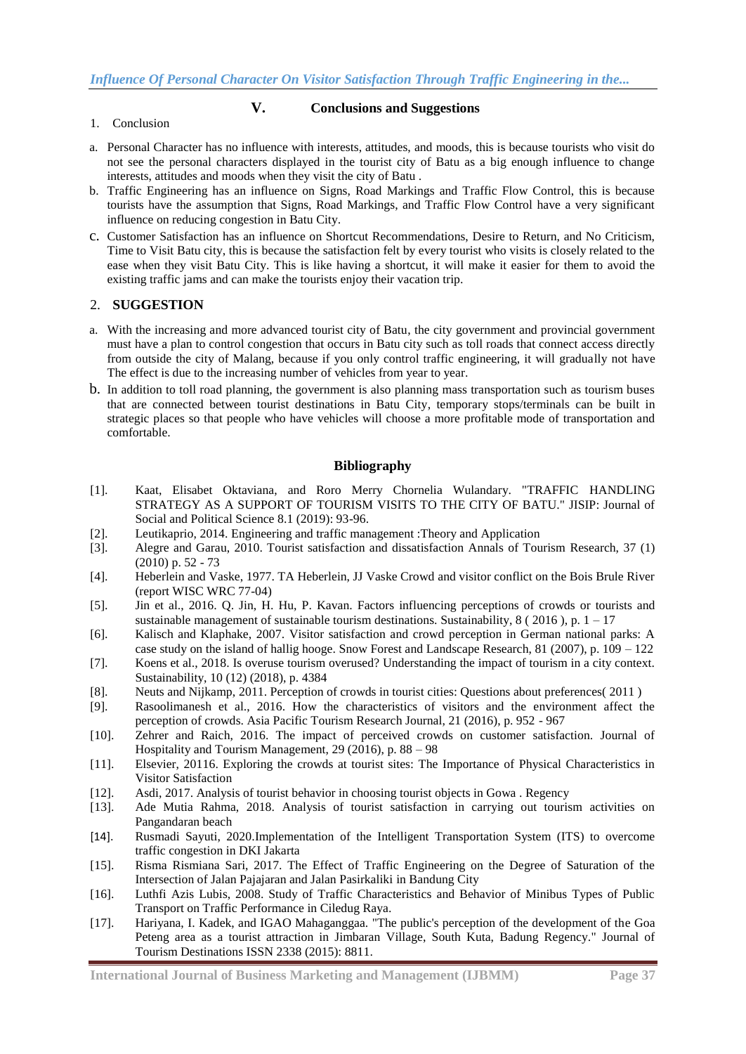## V. Conclusions and Suggestions

1. Conclusion

a. Personal Character has no influence with interests, attitudes, and moods, this is because tourists who visit do not see the personal characters displayed in the tourist city of Batu as a big enough influence to change interests, attitudes and moods when they visit the city of Batu .
b. Traffic Engineering has an influence on Signs, Road Markings and Traffic Flow Control, this is because tourists have the assumption that Signs, Road Markings, and Traffic Flow Control have a very significant influence on reducing congestion in Batu City.
c. Customer Satisfaction has an influence on Shortcut Recommendations, Desire to Return, and No Criticism, Time to Visit Batu city, this is because the satisfaction felt by every tourist who visits is closely related to the ease when they visit Batu City. This is like having a shortcut, it will make it easier for them to avoid the existing traffic jams and can make the tourists enjoy their vacation trip.

2. **SUGGESTION**

a. With the increasing and more advanced tourist city of Batu, the city government and provincial government must have a plan to control congestion that occurs in Batu city such as toll roads that connect access directly from outside the city of Malang, because if you only control traffic engineering, it will gradually not have The effect is due to the increasing number of vehicles from year to year.
b. In addition to toll road planning, the government is also planning mass transportation such as tourism buses that are connected between tourist destinations in Batu City, temporary stops/terminals can be built in strategic places so that people who have vehicles will choose a more profitable mode of transportation and comfortable.

## Bibliography

[1]. Kaat, Elisabet Oktaviana, and Roro Merry Chornelia Wulandary. "TRAFFIC HANDLING STRATEGY AS A SUPPORT OF TOURISM VISITS TO THE CITY OF BATU." JISIP: Journal of Social and Political Science 8.1 (2019): 93-96.

[2]. Leutikaprio, 2014. Engineering and traffic management :Theory and Application

[3]. Alegre and Garau, 2010. Tourist satisfaction and dissatisfaction Annals of Tourism Research, 37 (1) (2010) p. 52 - 73

[4]. Heberlein and Vaske, 1977. TA Heberlein, JJ Vaske Crowd and visitor conflict on the Bois Brule River (report WISC WRC 77-04)

[5]. Jin et al., 2016. Q. Jin, H. Hu, P. Kavan. Factors influencing perceptions of crowds or tourists and sustainable management of sustainable tourism destinations. Sustainability, 8 ( 2016 ), p. 1 – 17

[6]. Kalisch and Klaphake, 2007. Visitor satisfaction and crowd perception in German national parks: A case study on the island of hallig hooge. Snow Forest and Landscape Research, 81 (2007), p. 109 – 122

[7]. Koens et al., 2018. Is overuse tourism overused? Understanding the impact of tourism in a city context. Sustainability, 10 (12) (2018), p. 4384

[8]. Neuts and Nijkamp, 2011. Perception of crowds in tourist cities: Questions about preferences( 2011 )

[9]. Rasoolimanesh et al., 2016. How the characteristics of visitors and the environment affect the perception of crowds. Asia Pacific Tourism Research Journal, 21 (2016), p. 952 - 967

[10]. Zehrer and Raich, 2016. The impact of perceived crowds on customer satisfaction. Journal of Hospitality and Tourism Management, 29 (2016), p. 88 – 98

[11]. Elsevier, 20116. Exploring the crowds at tourist sites: The Importance of Physical Characteristics in Visitor Satisfaction

[12]. Asdi, 2017. Analysis of tourist behavior in choosing tourist objects in Gowa . Regency

[13]. Ade Mutia Rahma, 2018. Analysis of tourist satisfaction in carrying out tourism activities on Pangandaran beach

[14]. Rusmadi Sayuti, 2020.Implementation of the Intelligent Transportation System (ITS) to overcome traffic congestion in DKI Jakarta

[15]. Risma Rismiana Sari, 2017. The Effect of Traffic Engineering on the Degree of Saturation of the Intersection of Jalan Pajajaran and Jalan Pasirkaliki in Bandung City

[16]. Luthfi Azis Lubis, 2008. Study of Traffic Characteristics and Behavior of Minibus Types of Public Transport on Traffic Performance in Ciledug Raya.

[17]. Hariyana, I. Kadek, and IGAO Mahaganggaa. "The public's perception of the development of the Goa Peteng area as a tourist attraction in Jimbaran Village, South Kuta, Badung Regency." Journal of Tourism Destinations ISSN 2338 (2015): 8811.